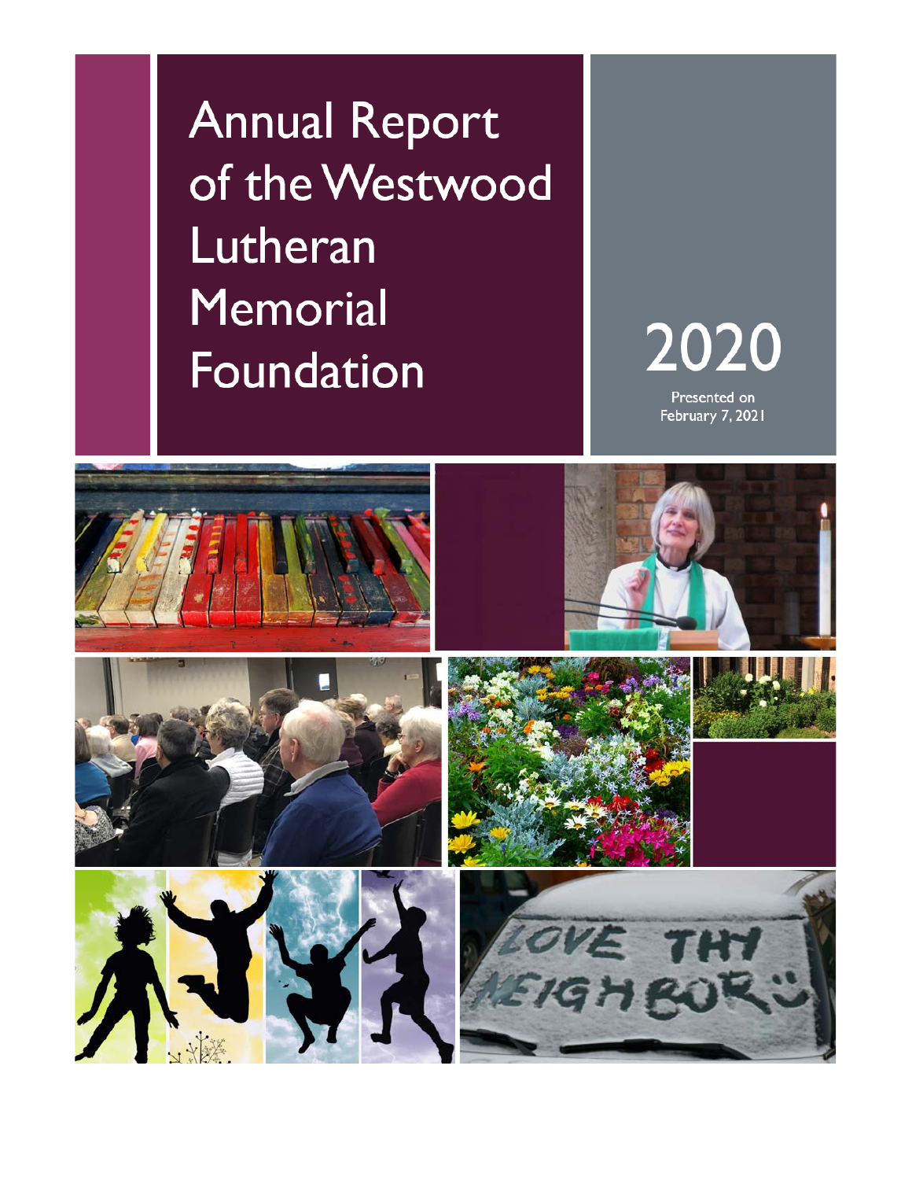# Annual Report of the Westwood Lutheran Memorial Foundation

# 2020

Presented on February 7, 2021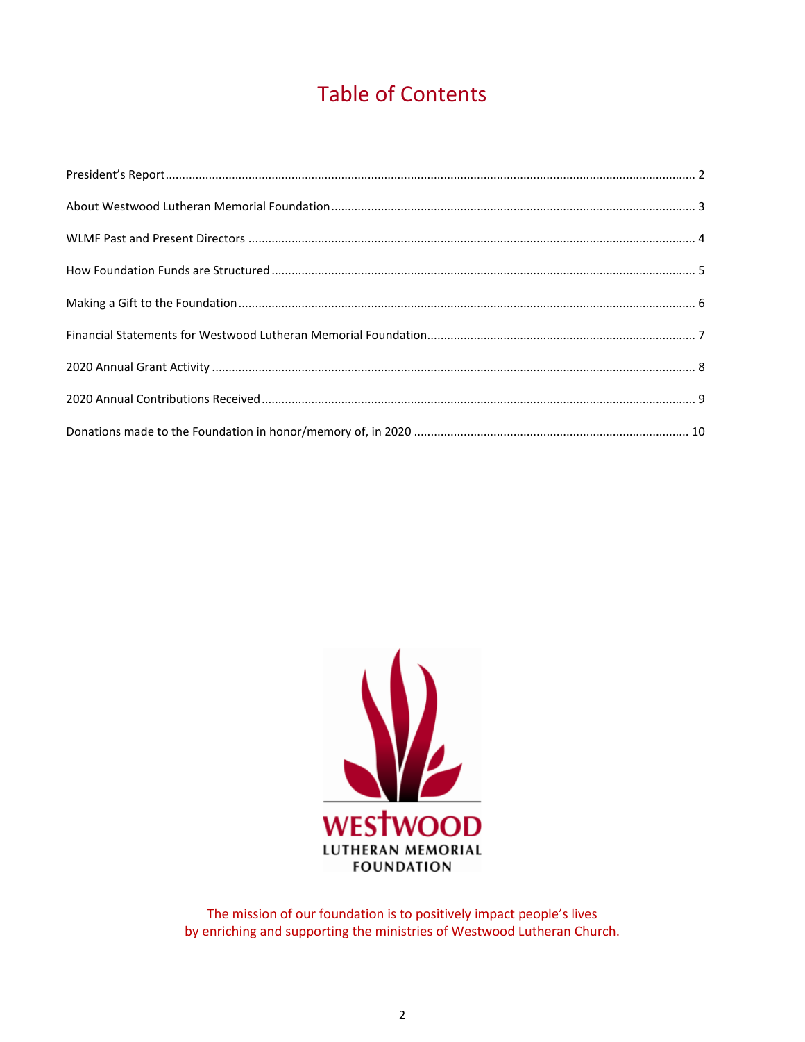# Table of Contents

President's Report .......... 2

About Westwood Lutheran Memorial Foundation .......... 3

WLMF Past and Present Directors .......... 4

How Foundation Funds are Structured .......... 5

Making a Gift to the Foundation .......... 6

Financial Statements for Westwood Lutheran Memorial Foundation .......... 7

2020 Annual Grant Activity .......... 8

2020 Annual Contributions Received .......... 9

Donations made to the Foundation in honor/memory of, in 2020 .......... 10

WESTWOOD
LUTHERAN MEMORIAL
FOUNDATION

The mission of our foundation is to positively impact people's lives
by enriching and supporting the ministries of Westwood Lutheran Church.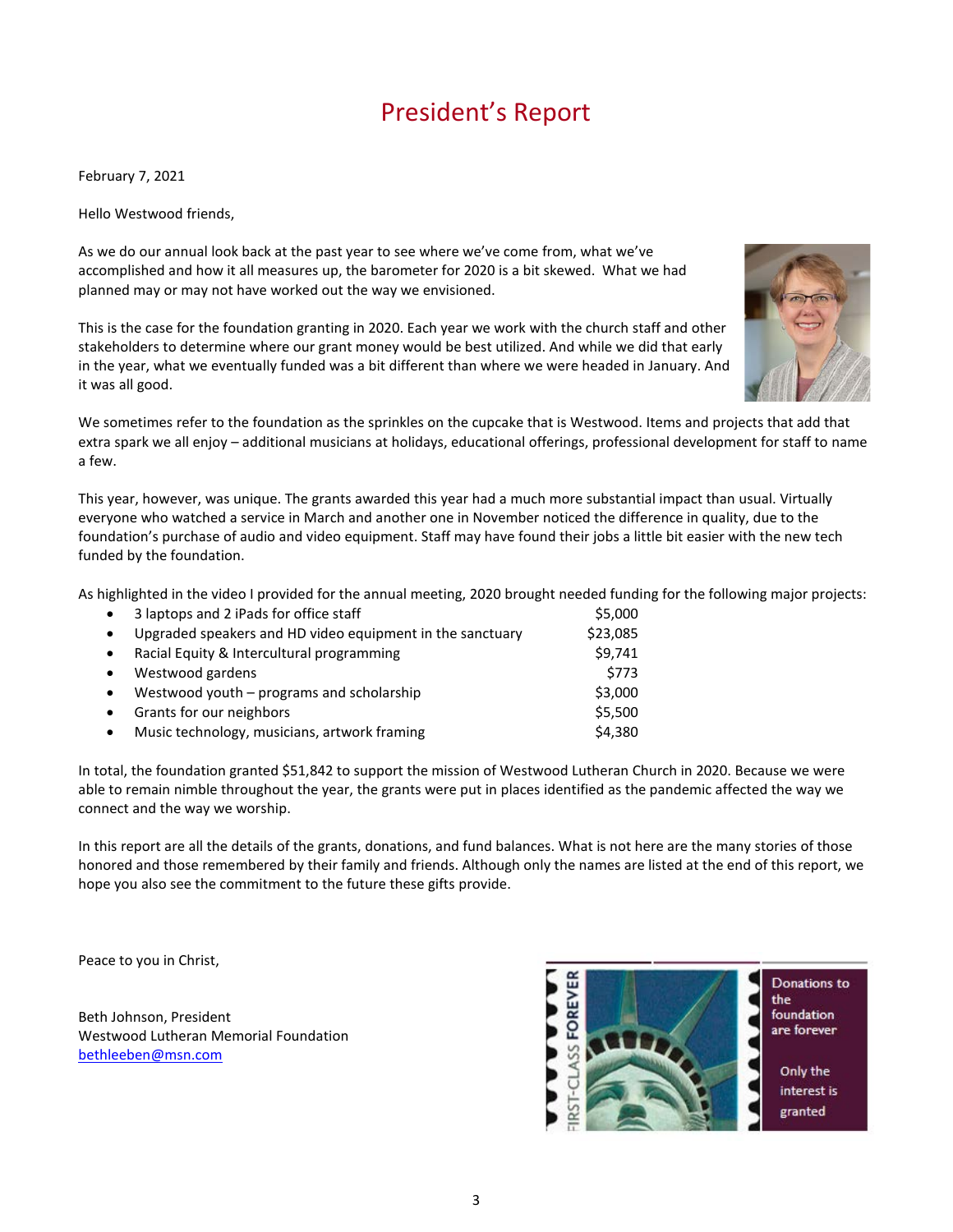# President's Report

February 7, 2021

Hello Westwood friends,

As we do our annual look back at the past year to see where we've come from, what we've accomplished and how it all measures up, the barometer for 2020 is a bit skewed. What we had planned may or may not have worked out the way we envisioned.

This is the case for the foundation granting in 2020. Each year we work with the church staff and other stakeholders to determine where our grant money would be best utilized. And while we did that early in the year, what we eventually funded was a bit different than where we were headed in January. And it was all good.

We sometimes refer to the foundation as the sprinkles on the cupcake that is Westwood. Items and projects that add that extra spark we all enjoy – additional musicians at holidays, educational offerings, professional development for staff to name a few.

This year, however, was unique. The grants awarded this year had a much more substantial impact than usual. Virtually everyone who watched a service in March and another one in November noticed the difference in quality, due to the foundation's purchase of audio and video equipment. Staff may have found their jobs a little bit easier with the new tech funded by the foundation.

As highlighted in the video I provided for the annual meeting, 2020 brought needed funding for the following major projects:

- 3 laptops and 2 iPads for office staff — $5,000
- Upgraded speakers and HD video equipment in the sanctuary — $23,085
- Racial Equity & Intercultural programming — $9,741
- Westwood gardens — $773
- Westwood youth – programs and scholarship — $3,000
- Grants for our neighbors — $5,500
- Music technology, musicians, artwork framing — $4,380

In total, the foundation granted $51,842 to support the mission of Westwood Lutheran Church in 2020. Because we were able to remain nimble throughout the year, the grants were put in places identified as the pandemic affected the way we connect and the way we worship.

In this report are all the details of the grants, donations, and fund balances. What is not here are the many stories of those honored and those remembered by their family and friends. Although only the names are listed at the end of this report, we hope you also see the commitment to the future these gifts provide.

Peace to you in Christ,

Beth Johnson, President
Westwood Lutheran Memorial Foundation
bethleeben@msn.com

Donations to the foundation are forever

Only the interest is granted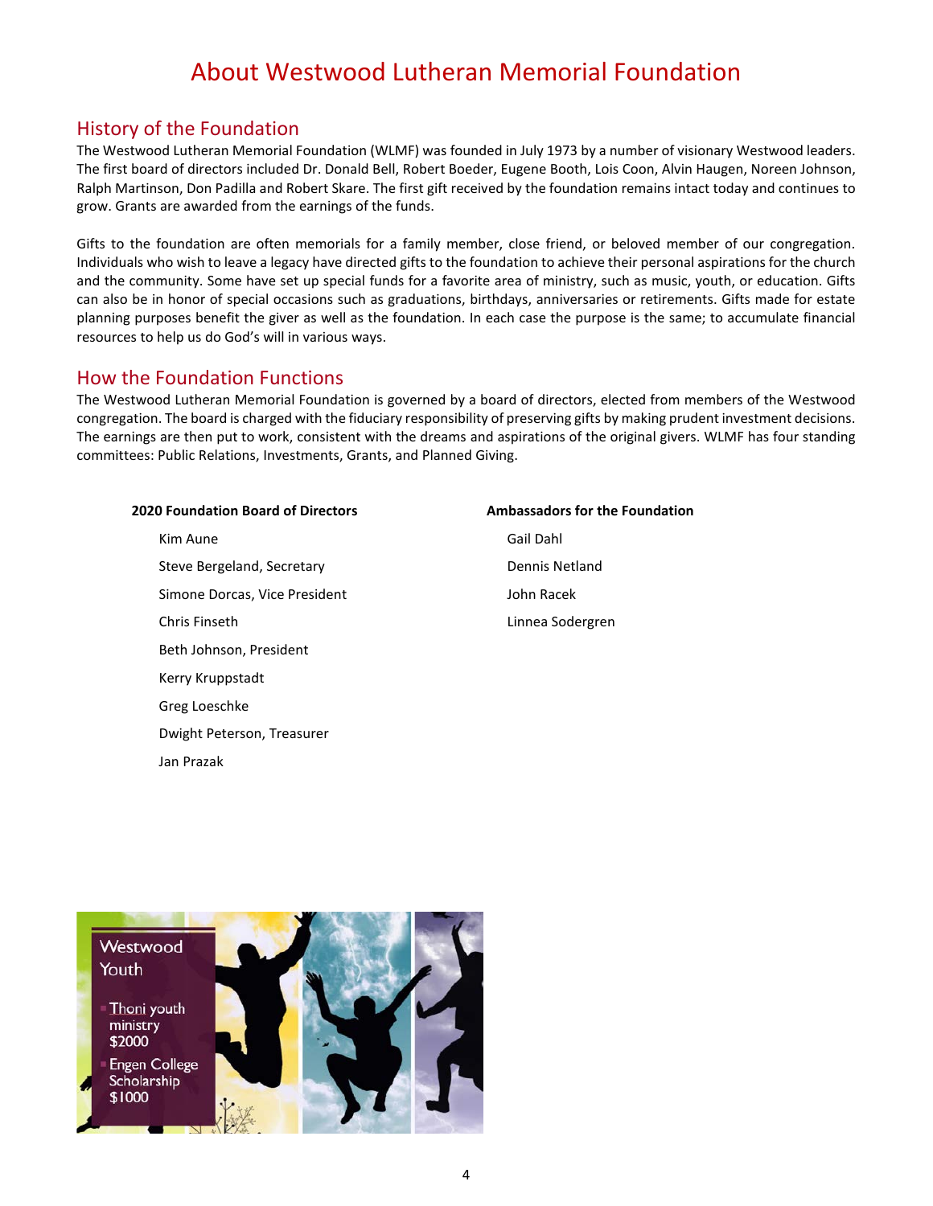# About Westwood Lutheran Memorial Foundation

## History of the Foundation

The Westwood Lutheran Memorial Foundation (WLMF) was founded in July 1973 by a number of visionary Westwood leaders. The first board of directors included Dr. Donald Bell, Robert Boeder, Eugene Booth, Lois Coon, Alvin Haugen, Noreen Johnson, Ralph Martinson, Don Padilla and Robert Skare. The first gift received by the foundation remains intact today and continues to grow. Grants are awarded from the earnings of the funds.

Gifts to the foundation are often memorials for a family member, close friend, or beloved member of our congregation. Individuals who wish to leave a legacy have directed gifts to the foundation to achieve their personal aspirations for the church and the community. Some have set up special funds for a favorite area of ministry, such as music, youth, or education. Gifts can also be in honor of special occasions such as graduations, birthdays, anniversaries or retirements. Gifts made for estate planning purposes benefit the giver as well as the foundation. In each case the purpose is the same; to accumulate financial resources to help us do God's will in various ways.

## How the Foundation Functions

The Westwood Lutheran Memorial Foundation is governed by a board of directors, elected from members of the Westwood congregation. The board is charged with the fiduciary responsibility of preserving gifts by making prudent investment decisions. The earnings are then put to work, consistent with the dreams and aspirations of the original givers. WLMF has four standing committees: Public Relations, Investments, Grants, and Planned Giving.

**2020 Foundation Board of Directors**

- Kim Aune
- Steve Bergeland, Secretary
- Simone Dorcas, Vice President
- Chris Finseth
- Beth Johnson, President
- Kerry Kruppstadt
- Greg Loeschke
- Dwight Peterson, Treasurer
- Jan Prazak

**Ambassadors for the Foundation**

- Gail Dahl
- Dennis Netland
- John Racek
- Linnea Sodergren

**Westwood Youth**

- Thoni youth ministry $2000
- Engen College Scholarship $1000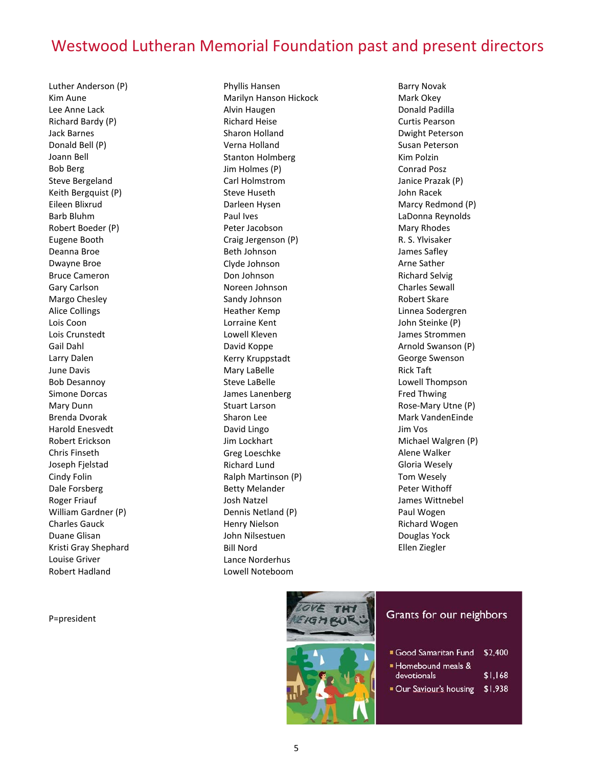# Westwood Lutheran Memorial Foundation past and present directors

Luther Anderson (P)
Kim Aune
Lee Anne Lack
Richard Bardy (P)
Jack Barnes
Donald Bell (P)
Joann Bell
Bob Berg
Steve Bergeland
Keith Bergquist (P)
Eileen Blixrud
Barb Bluhm
Robert Boeder (P)
Eugene Booth
Deanna Broe
Dwayne Broe
Bruce Cameron
Gary Carlson
Margo Chesley
Alice Collings
Lois Coon
Lois Crunstedt
Gail Dahl
Larry Dalen
June Davis
Bob Desannoy
Simone Dorcas
Mary Dunn
Brenda Dvorak
Harold Enesvedt
Robert Erickson
Chris Finseth
Joseph Fjelstad
Cindy Folin
Dale Forsberg
Roger Friauf
William Gardner (P)
Charles Gauck
Duane Glisan
Kristi Gray Shephard
Louise Griver
Robert Hadland
Phyllis Hansen
Marilyn Hanson Hickock
Alvin Haugen
Richard Heise
Sharon Holland
Verna Holland
Stanton Holmberg
Jim Holmes (P)
Carl Holmstrom
Steve Huseth
Darleen Hysen
Paul Ives
Peter Jacobson
Craig Jergenson (P)
Beth Johnson
Clyde Johnson
Don Johnson
Noreen Johnson
Sandy Johnson
Heather Kemp
Lorraine Kent
Lowell Kleven
David Koppe
Kerry Kruppstadt
Mary LaBelle
Steve LaBelle
James Lanenberg
Stuart Larson
Sharon Lee
David Lingo
Jim Lockhart
Greg Loeschke
Richard Lund
Ralph Martinson (P)
Betty Melander
Josh Natzel
Dennis Netland (P)
Henry Nielson
John Nilsestuen
Bill Nord
Lance Norderhus
Lowell Noteboom
Barry Novak
Mark Okey
Donald Padilla
Curtis Pearson
Dwight Peterson
Susan Peterson
Kim Polzin
Conrad Posz
Janice Prazak (P)
John Racek
Marcy Redmond (P)
LaDonna Reynolds
Mary Rhodes
R. S. Ylvisaker
James Safley
Arne Sather
Richard Selvig
Charles Sewall
Robert Skare
Linnea Sodergren
John Steinke (P)
James Strommen
Arnold Swanson (P)
George Swenson
Rick Taft
Lowell Thompson
Fred Thwing
Rose-Mary Utne (P)
Mark VandenEinde
Jim Vos
Michael Walgren (P)
Alene Walker
Gloria Wesely
Tom Wesely
Peter Withoff
James Wittnebel
Paul Wogen
Richard Wogen
Douglas Yock
Ellen Ziegler

P=president

## Grants for our neighbors

- Good Samaritan Fund $2,400
- Homebound meals & devotionals $1,168
- Our Saviour's housing $1,938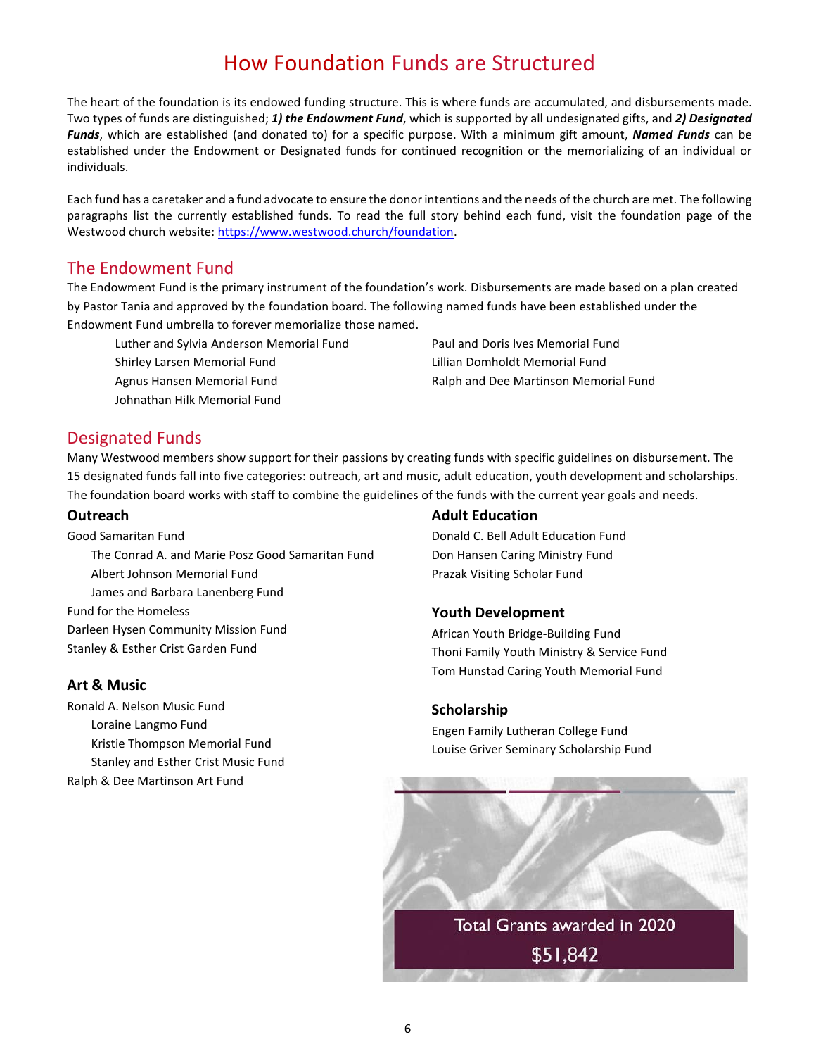# How Foundation Funds are Structured

The heart of the foundation is its endowed funding structure. This is where funds are accumulated, and disbursements made. Two types of funds are distinguished; ***1) the Endowment Fund***, which is supported by all undesignated gifts, and ***2) Designated Funds***, which are established (and donated to) for a specific purpose. With a minimum gift amount, ***Named Funds*** can be established under the Endowment or Designated funds for continued recognition or the memorializing of an individual or individuals.

Each fund has a caretaker and a fund advocate to ensure the donor intentions and the needs of the church are met. The following paragraphs list the currently established funds. To read the full story behind each fund, visit the foundation page of the Westwood church website: https://www.westwood.church/foundation.

## The Endowment Fund

The Endowment Fund is the primary instrument of the foundation's work. Disbursements are made based on a plan created by Pastor Tania and approved by the foundation board. The following named funds have been established under the Endowment Fund umbrella to forever memorialize those named.

- Luther and Sylvia Anderson Memorial Fund
- Shirley Larsen Memorial Fund
- Agnus Hansen Memorial Fund
- Johnathan Hilk Memorial Fund
- Paul and Doris Ives Memorial Fund
- Lillian Domholdt Memorial Fund
- Ralph and Dee Martinson Memorial Fund

## Designated Funds

Many Westwood members show support for their passions by creating funds with specific guidelines on disbursement. The 15 designated funds fall into five categories: outreach, art and music, adult education, youth development and scholarships. The foundation board works with staff to combine the guidelines of the funds with the current year goals and needs.

### Outreach

- Good Samaritan Fund
  - The Conrad A. and Marie Posz Good Samaritan Fund
  - Albert Johnson Memorial Fund
  - James and Barbara Lanenberg Fund
- Fund for the Homeless
- Darleen Hysen Community Mission Fund
- Stanley & Esther Crist Garden Fund

### Art & Music

- Ronald A. Nelson Music Fund
  - Loraine Langmo Fund
  - Kristie Thompson Memorial Fund
  - Stanley and Esther Crist Music Fund
- Ralph & Dee Martinson Art Fund

### Adult Education

- Donald C. Bell Adult Education Fund
- Don Hansen Caring Ministry Fund
- Prazak Visiting Scholar Fund

### Youth Development

- African Youth Bridge-Building Fund
- Thoni Family Youth Ministry & Service Fund
- Tom Hunstad Caring Youth Memorial Fund

### Scholarship

- Engen Family Lutheran College Fund
- Louise Griver Seminary Scholarship Fund

Total Grants awarded in 2020

$51,842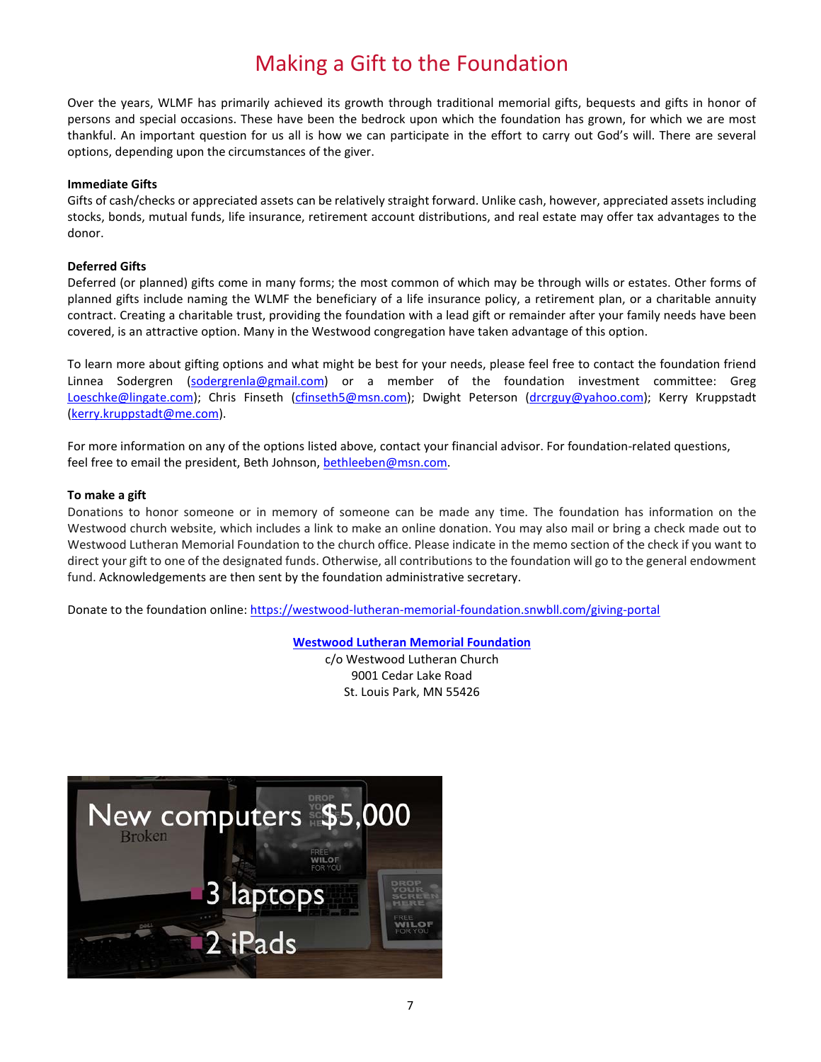# Making a Gift to the Foundation

Over the years, WLMF has primarily achieved its growth through traditional memorial gifts, bequests and gifts in honor of persons and special occasions. These have been the bedrock upon which the foundation has grown, for which we are most thankful. An important question for us all is how we can participate in the effort to carry out God's will. There are several options, depending upon the circumstances of the giver.

**Immediate Gifts**
Gifts of cash/checks or appreciated assets can be relatively straight forward. Unlike cash, however, appreciated assets including stocks, bonds, mutual funds, life insurance, retirement account distributions, and real estate may offer tax advantages to the donor.

**Deferred Gifts**
Deferred (or planned) gifts come in many forms; the most common of which may be through wills or estates. Other forms of planned gifts include naming the WLMF the beneficiary of a life insurance policy, a retirement plan, or a charitable annuity contract. Creating a charitable trust, providing the foundation with a lead gift or remainder after your family needs have been covered, is an attractive option. Many in the Westwood congregation have taken advantage of this option.

To learn more about gifting options and what might be best for your needs, please feel free to contact the foundation friend Linnea Sodergren (sodergrenla@gmail.com) or a member of the foundation investment committee: Greg Loeschke@lingate.com); Chris Finseth (cfinseth5@msn.com); Dwight Peterson (drcrguy@yahoo.com); Kerry Kruppstadt (kerry.kruppstadt@me.com).

For more information on any of the options listed above, contact your financial advisor. For foundation-related questions, feel free to email the president, Beth Johnson, bethleeben@msn.com.

**To make a gift**
Donations to honor someone or in memory of someone can be made any time. The foundation has information on the Westwood church website, which includes a link to make an online donation. You may also mail or bring a check made out to Westwood Lutheran Memorial Foundation to the church office. Please indicate in the memo section of the check if you want to direct your gift to one of the designated funds. Otherwise, all contributions to the foundation will go to the general endowment fund. Acknowledgements are then sent by the foundation administrative secretary.

Donate to the foundation online: https://westwood-lutheran-memorial-foundation.snwbll.com/giving-portal

**Westwood Lutheran Memorial Foundation**
c/o Westwood Lutheran Church
9001 Cedar Lake Road
St. Louis Park, MN 55426

New computers $5,000
- 3 laptops
- 2 iPads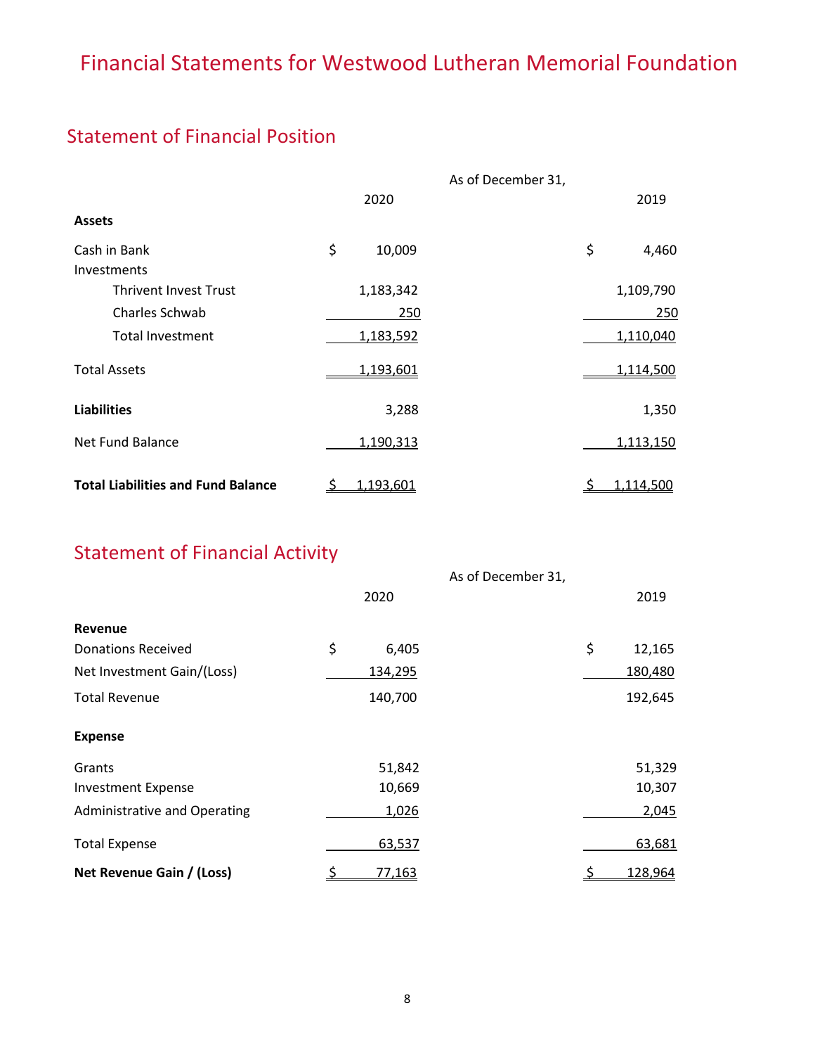# Financial Statements for Westwood Lutheran Memorial Foundation

## Statement of Financial Position

| | As of December 31, 2020 | 2019 |
|---|---|---|
| **Assets** | | |
| Cash in Bank | $ 10,009 | $ 4,460 |
| Investments | | |
| Thrivent Invest Trust | 1,183,342 | 1,109,790 |
| Charles Schwab | 250 | 250 |
| Total Investment | 1,183,592 | 1,110,040 |
| Total Assets | 1,193,601 | 1,114,500 |
| **Liabilities** | 3,288 | 1,350 |
| Net Fund Balance | 1,190,313 | 1,113,150 |
| **Total Liabilities and Fund Balance** | $ 1,193,601 | $ 1,114,500 |

## Statement of Financial Activity

| | As of December 31, 2020 | 2019 |
|---|---|---|
| **Revenue** | | |
| Donations Received | $ 6,405 | $ 12,165 |
| Net Investment Gain/(Loss) | 134,295 | 180,480 |
| Total Revenue | 140,700 | 192,645 |
| **Expense** | | |
| Grants | 51,842 | 51,329 |
| Investment Expense | 10,669 | 10,307 |
| Administrative and Operating | 1,026 | 2,045 |
| Total Expense | 63,537 | 63,681 |
| **Net Revenue Gain / (Loss)** | $ 77,163 | $ 128,964 |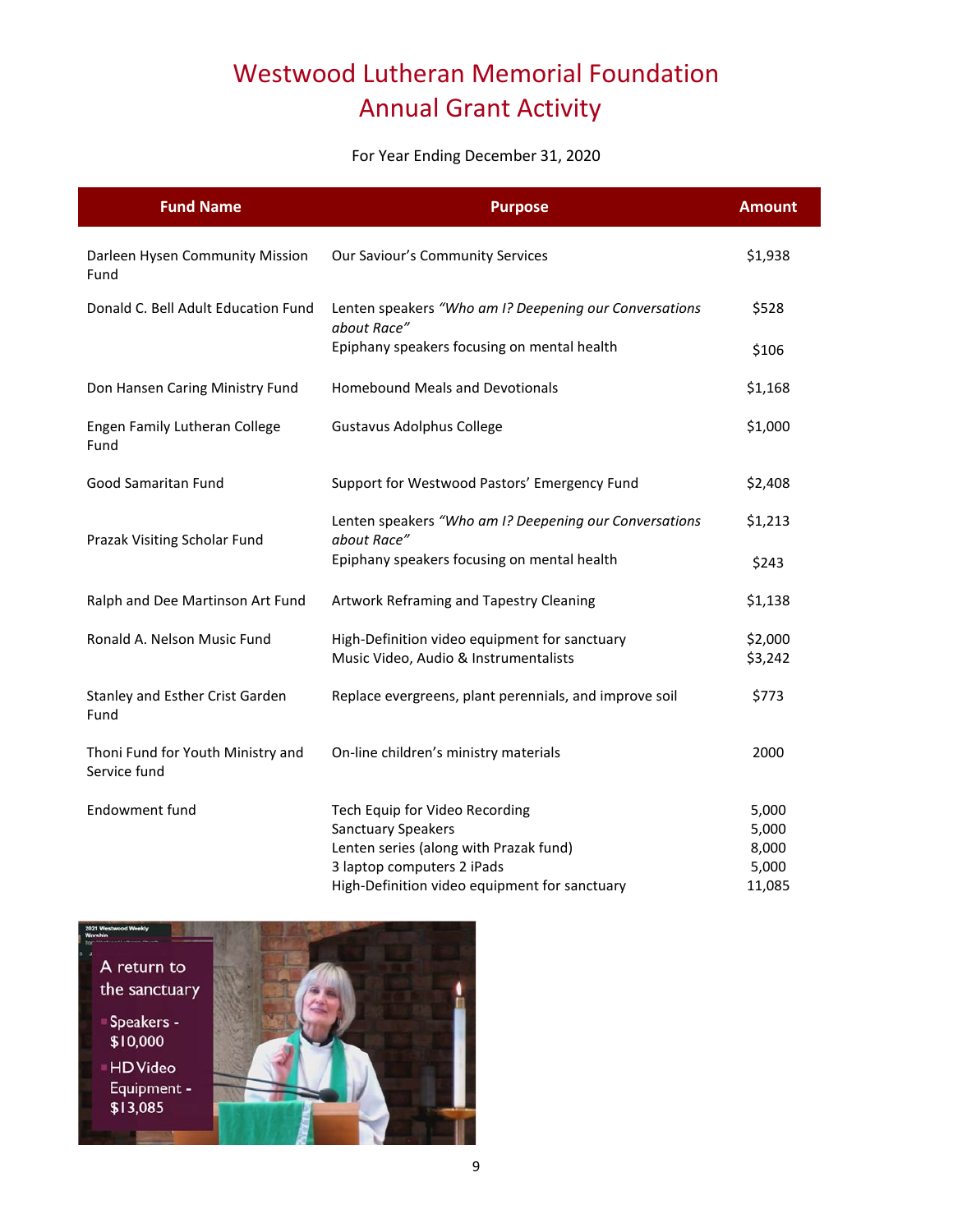# Westwood Lutheran Memorial Foundation
# Annual Grant Activity

For Year Ending December 31, 2020

| Fund Name | Purpose | Amount |
|---|---|---|
| Darleen Hysen Community Mission Fund | Our Saviour's Community Services | $1,938 |
| Donald C. Bell Adult Education Fund | Lenten speakers *"Who am I? Deepening our Conversations about Race"* | $528 |
| | Epiphany speakers focusing on mental health | $106 |
| Don Hansen Caring Ministry Fund | Homebound Meals and Devotionals | $1,168 |
| Engen Family Lutheran College Fund | Gustavus Adolphus College | $1,000 |
| Good Samaritan Fund | Support for Westwood Pastors' Emergency Fund | $2,408 |
| Prazak Visiting Scholar Fund | Lenten speakers *"Who am I? Deepening our Conversations about Race"* | $1,213 |
| | Epiphany speakers focusing on mental health | $243 |
| Ralph and Dee Martinson Art Fund | Artwork Reframing and Tapestry Cleaning | $1,138 |
| Ronald A. Nelson Music Fund | High-Definition video equipment for sanctuary | $2,000 |
| | Music Video, Audio & Instrumentalists | $3,242 |
| Stanley and Esther Crist Garden Fund | Replace evergreens, plant perennials, and improve soil | $773 |
| Thoni Fund for Youth Ministry and Service fund | On-line children's ministry materials | 2000 |
| Endowment fund | Tech Equip for Video Recording | 5,000 |
| | Sanctuary Speakers | 5,000 |
| | Lenten series (along with Prazak fund) | 8,000 |
| | 3 laptop computers 2 iPads | 5,000 |
| | High-Definition video equipment for sanctuary | 11,085 |

A return to the sanctuary
- Speakers - $10,000
- HD Video Equipment - $13,085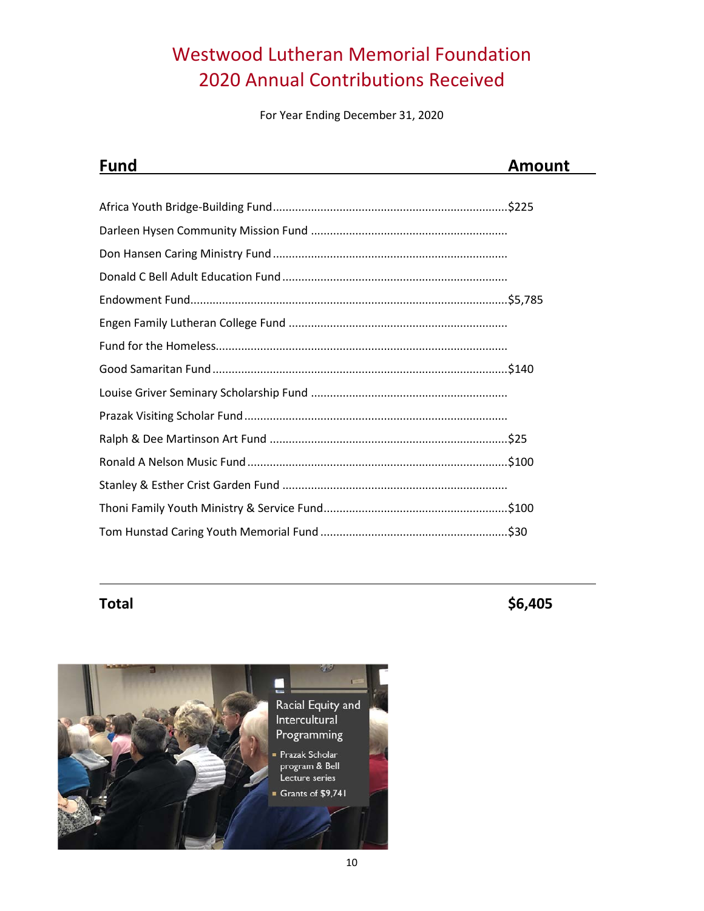# Westwood Lutheran Memorial Foundation
# 2020 Annual Contributions Received

For Year Ending December 31, 2020

| Fund | Amount |
|---|---|
| Africa Youth Bridge-Building Fund | $225 |
| Darleen Hysen Community Mission Fund | |
| Don Hansen Caring Ministry Fund | |
| Donald C Bell Adult Education Fund | |
| Endowment Fund | $5,785 |
| Engen Family Lutheran College Fund | |
| Fund for the Homeless | |
| Good Samaritan Fund | $140 |
| Louise Griver Seminary Scholarship Fund | |
| Prazak Visiting Scholar Fund | |
| Ralph & Dee Martinson Art Fund | $25 |
| Ronald A Nelson Music Fund | $100 |
| Stanley & Esther Crist Garden Fund | |
| Thoni Family Youth Ministry & Service Fund | $100 |
| Tom Hunstad Caring Youth Memorial Fund | $30 |
| **Total** | **$6,405** |

Racial Equity and Intercultural Programming

- Prazak Scholar program & Bell Lecture series
- Grants of $9,741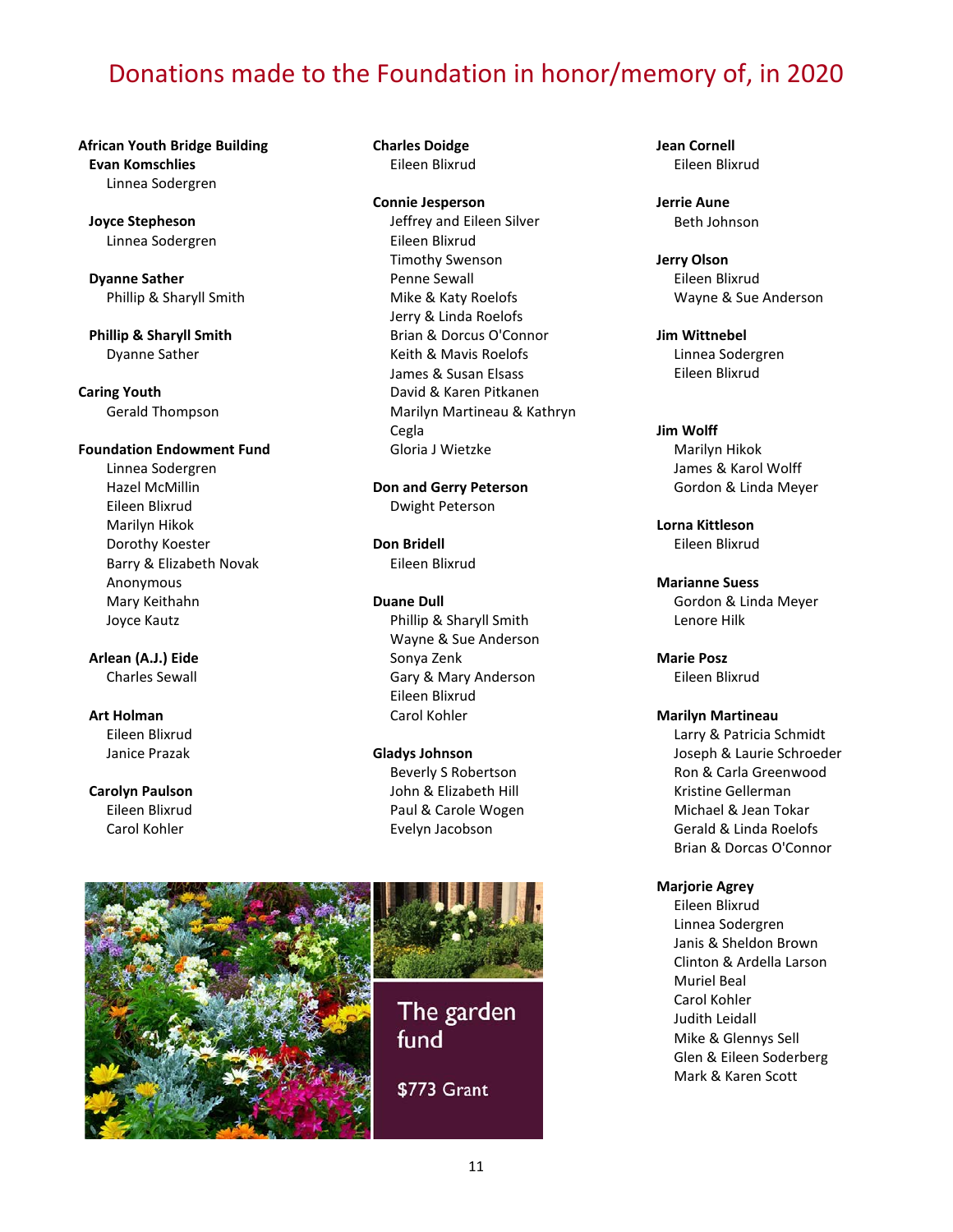# Donations made to the Foundation in honor/memory of, in 2020

**African Youth Bridge Building**

**Evan Komschlies**
Linnea Sodergren

**Joyce Stepheson**
Linnea Sodergren

**Dyanne Sather**
Phillip & Sharyll Smith

**Phillip & Sharyll Smith**
Dyanne Sather

**Caring Youth**
Gerald Thompson

**Foundation Endowment Fund**
Linnea Sodergren
Hazel McMillin
Eileen Blixrud
Marilyn Hikok
Dorothy Koester
Barry & Elizabeth Novak
Anonymous
Mary Keithahn
Joyce Kautz

**Arlean (A.J.) Eide**
Charles Sewall

**Art Holman**
Eileen Blixrud
Janice Prazak

**Carolyn Paulson**
Eileen Blixrud
Carol Kohler

**Charles Doidge**
Eileen Blixrud

**Connie Jesperson**
Jeffrey and Eileen Silver
Eileen Blixrud
Timothy Swenson
Penne Sewall
Mike & Katy Roelofs
Jerry & Linda Roelofs
Brian & Dorcus O'Connor
Keith & Mavis Roelofs
James & Susan Elsass
David & Karen Pitkanen
Marilyn Martineau & Kathryn Cegla
Gloria J Wietzke

**Don and Gerry Peterson**
Dwight Peterson

**Don Bridell**
Eileen Blixrud

**Duane Dull**
Phillip & Sharyll Smith
Wayne & Sue Anderson
Sonya Zenk
Gary & Mary Anderson
Eileen Blixrud
Carol Kohler

**Gladys Johnson**
Beverly S Robertson
John & Elizabeth Hill
Paul & Carole Wogen
Evelyn Jacobson

**Jean Cornell**
Eileen Blixrud

**Jerrie Aune**
Beth Johnson

**Jerry Olson**
Eileen Blixrud
Wayne & Sue Anderson

**Jim Wittnebel**
Linnea Sodergren
Eileen Blixrud

**Jim Wolff**
Marilyn Hikok
James & Karol Wolff
Gordon & Linda Meyer

**Lorna Kittleson**
Eileen Blixrud

**Marianne Suess**
Gordon & Linda Meyer
Lenore Hilk

**Marie Posz**
Eileen Blixrud

**Marilyn Martineau**
Larry & Patricia Schmidt
Joseph & Laurie Schroeder
Ron & Carla Greenwood
Kristine Gellerman
Michael & Jean Tokar
Gerald & Linda Roelofs
Brian & Dorcas O'Connor

**Marjorie Agrey**
Eileen Blixrud
Linnea Sodergren
Janis & Sheldon Brown
Clinton & Ardella Larson
Muriel Beal
Carol Kohler
Judith Leidall
Mike & Glennys Sell
Glen & Eileen Soderberg
Mark & Karen Scott

The garden fund

$773 Grant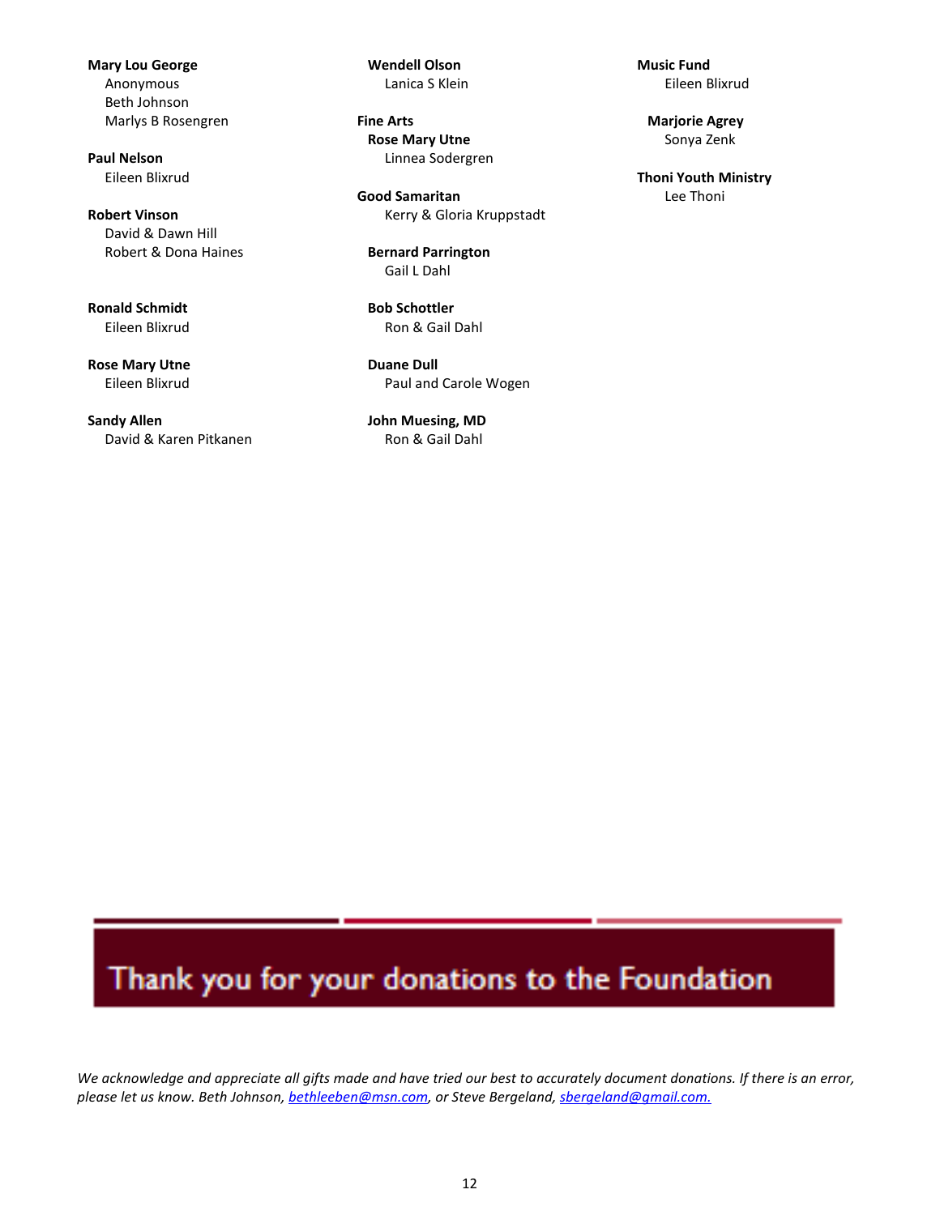**Mary Lou George**
Anonymous
Beth Johnson
Marlys B Rosengren

**Paul Nelson**
Eileen Blixrud

**Robert Vinson**
David & Dawn Hill
Robert & Dona Haines

**Ronald Schmidt**
Eileen Blixrud

**Rose Mary Utne**
Eileen Blixrud

**Sandy Allen**
David & Karen Pitkanen

**Wendell Olson**
Lanica S Klein

**Fine Arts**

**Rose Mary Utne**
Linnea Sodergren

**Good Samaritan**
Kerry & Gloria Kruppstadt

**Bernard Parrington**
Gail L Dahl

**Bob Schottler**
Ron & Gail Dahl

**Duane Dull**
Paul and Carole Wogen

**John Muesing, MD**
Ron & Gail Dahl

**Music Fund**
Eileen Blixrud

**Marjorie Agrey**
Sonya Zenk

**Thoni Youth Ministry**
Lee Thoni

## Thank you for your donations to the Foundation

*We acknowledge and appreciate all gifts made and have tried our best to accurately document donations. If there is an error, please let us know. Beth Johnson, bethleeben@msn.com, or Steve Bergeland, sbergeland@gmail.com.*